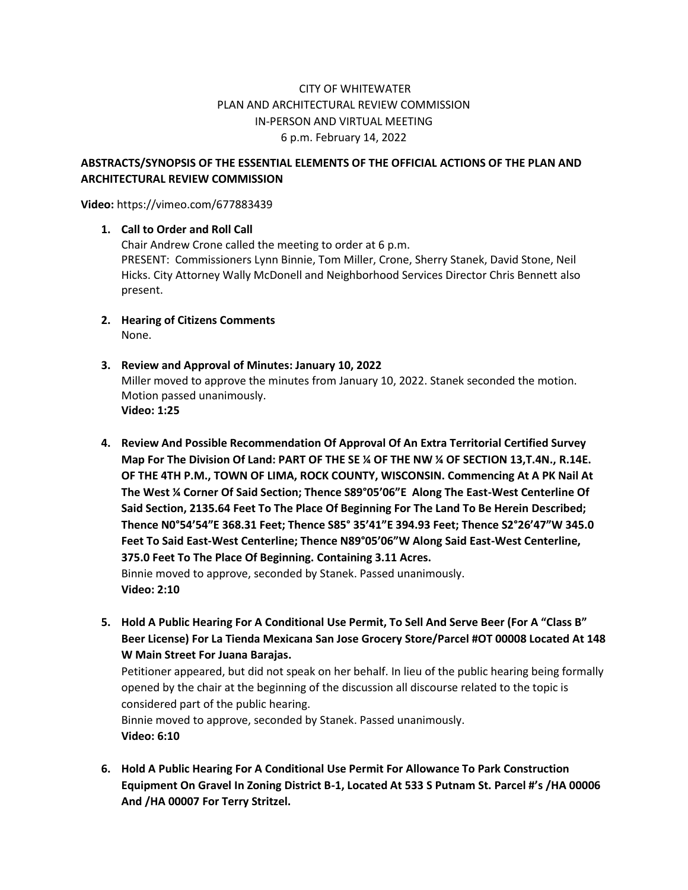CITY OF WHITEWATER
PLAN AND ARCHITECTURAL REVIEW COMMISSION
IN-PERSON AND VIRTUAL MEETING
6 p.m. February 14, 2022

**ABSTRACTS/SYNOPSIS OF THE ESSENTIAL ELEMENTS OF THE OFFICIAL ACTIONS OF THE PLAN AND ARCHITECTURAL REVIEW COMMISSION**

**Video:** https://vimeo.com/677883439

1. **Call to Order and Roll Call**
   Chair Andrew Crone called the meeting to order at 6 p.m.
   PRESENT: Commissioners Lynn Binnie, Tom Miller, Crone, Sherry Stanek, David Stone, Neil Hicks. City Attorney Wally McDonell and Neighborhood Services Director Chris Bennett also present.

2. **Hearing of Citizens Comments**
   None.

3. **Review and Approval of Minutes: January 10, 2022**
   Miller moved to approve the minutes from January 10, 2022. Stanek seconded the motion. Motion passed unanimously.
   **Video: 1:25**

4. **Review And Possible Recommendation Of Approval Of An Extra Territorial Certified Survey Map For The Division Of Land: PART OF THE SE ¼ OF THE NW ¼ OF SECTION 13,T.4N., R.14E. OF THE 4TH P.M., TOWN OF LIMA, ROCK COUNTY, WISCONSIN. Commencing At A PK Nail At The West ¼ Corner Of Said Section; Thence S89°05'06"E Along The East-West Centerline Of Said Section, 2135.64 Feet To The Place Of Beginning For The Land To Be Herein Described; Thence N0°54'54"E 368.31 Feet; Thence S85° 35'41"E 394.93 Feet; Thence S2°26'47"W 345.0 Feet To Said East-West Centerline; Thence N89°05'06"W Along Said East-West Centerline, 375.0 Feet To The Place Of Beginning. Containing 3.11 Acres.**
   Binnie moved to approve, seconded by Stanek. Passed unanimously.
   **Video: 2:10**

5. **Hold A Public Hearing For A Conditional Use Permit, To Sell And Serve Beer (For A "Class B" Beer License) For La Tienda Mexicana San Jose Grocery Store/Parcel #OT 00008 Located At 148 W Main Street For Juana Barajas.**
   Petitioner appeared, but did not speak on her behalf. In lieu of the public hearing being formally opened by the chair at the beginning of the discussion all discourse related to the topic is considered part of the public hearing.
   Binnie moved to approve, seconded by Stanek. Passed unanimously.
   **Video: 6:10**

6. **Hold A Public Hearing For A Conditional Use Permit For Allowance To Park Construction Equipment On Gravel In Zoning District B-1, Located At 533 S Putnam St. Parcel #'s /HA 00006 And /HA 00007 For Terry Stritzel.**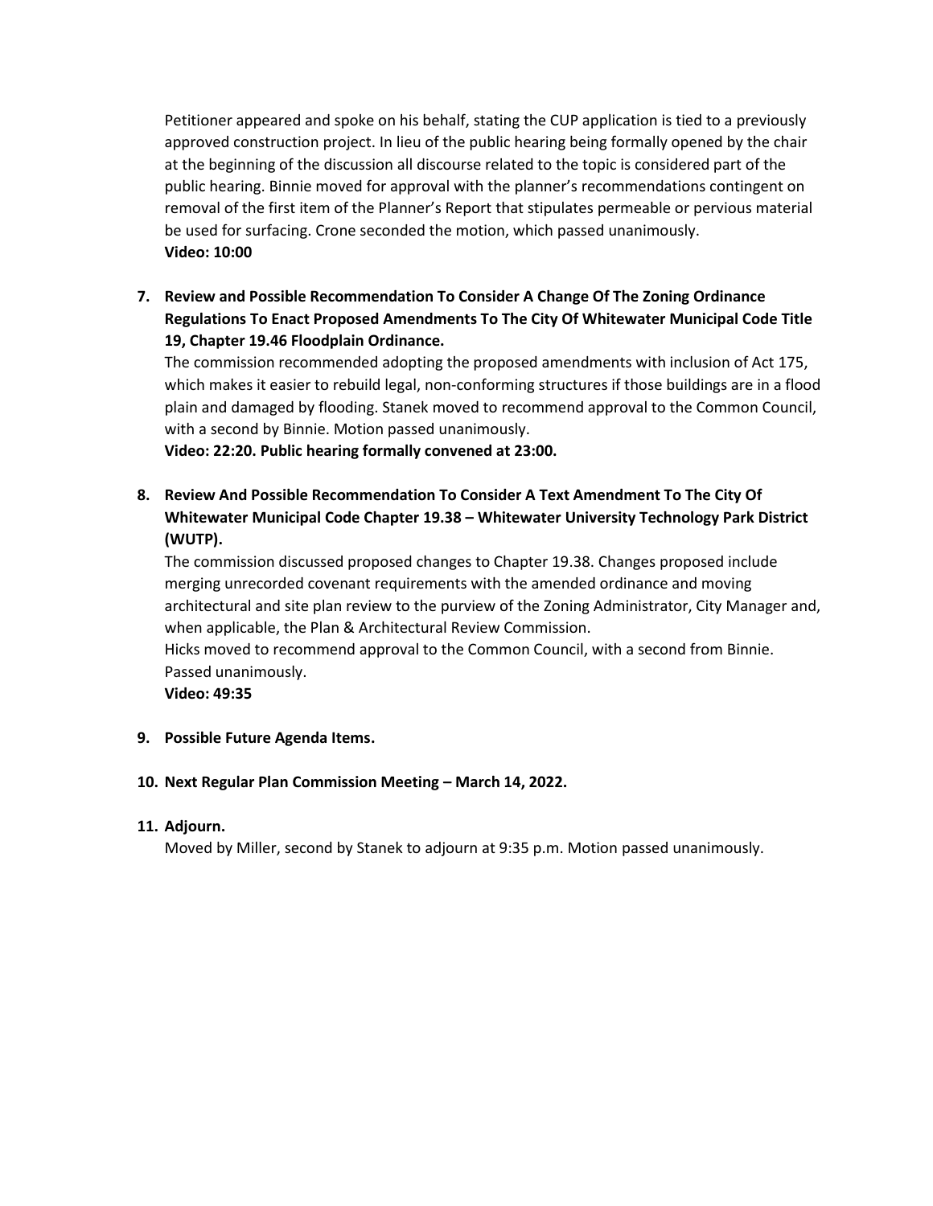Petitioner appeared and spoke on his behalf, stating the CUP application is tied to a previously approved construction project. In lieu of the public hearing being formally opened by the chair at the beginning of the discussion all discourse related to the topic is considered part of the public hearing. Binnie moved for approval with the planner's recommendations contingent on removal of the first item of the Planner's Report that stipulates permeable or pervious material be used for surfacing. Crone seconded the motion, which passed unanimously.
**Video: 10:00**

7. **Review and Possible Recommendation To Consider A Change Of The Zoning Ordinance Regulations To Enact Proposed Amendments To The City Of Whitewater Municipal Code Title 19, Chapter 19.46 Floodplain Ordinance.**
   The commission recommended adopting the proposed amendments with inclusion of Act 175, which makes it easier to rebuild legal, non-conforming structures if those buildings are in a flood plain and damaged by flooding. Stanek moved to recommend approval to the Common Council, with a second by Binnie. Motion passed unanimously.
   **Video: 22:20. Public hearing formally convened at 23:00.**

8. **Review And Possible Recommendation To Consider A Text Amendment To The City Of Whitewater Municipal Code Chapter 19.38 – Whitewater University Technology Park District (WUTP).**
   The commission discussed proposed changes to Chapter 19.38. Changes proposed include merging unrecorded covenant requirements with the amended ordinance and moving architectural and site plan review to the purview of the Zoning Administrator, City Manager and, when applicable, the Plan & Architectural Review Commission.
   Hicks moved to recommend approval to the Common Council, with a second from Binnie. Passed unanimously.
   **Video: 49:35**

9. **Possible Future Agenda Items.**

10. **Next Regular Plan Commission Meeting – March 14, 2022.**

11. **Adjourn.**
    Moved by Miller, second by Stanek to adjourn at 9:35 p.m. Motion passed unanimously.